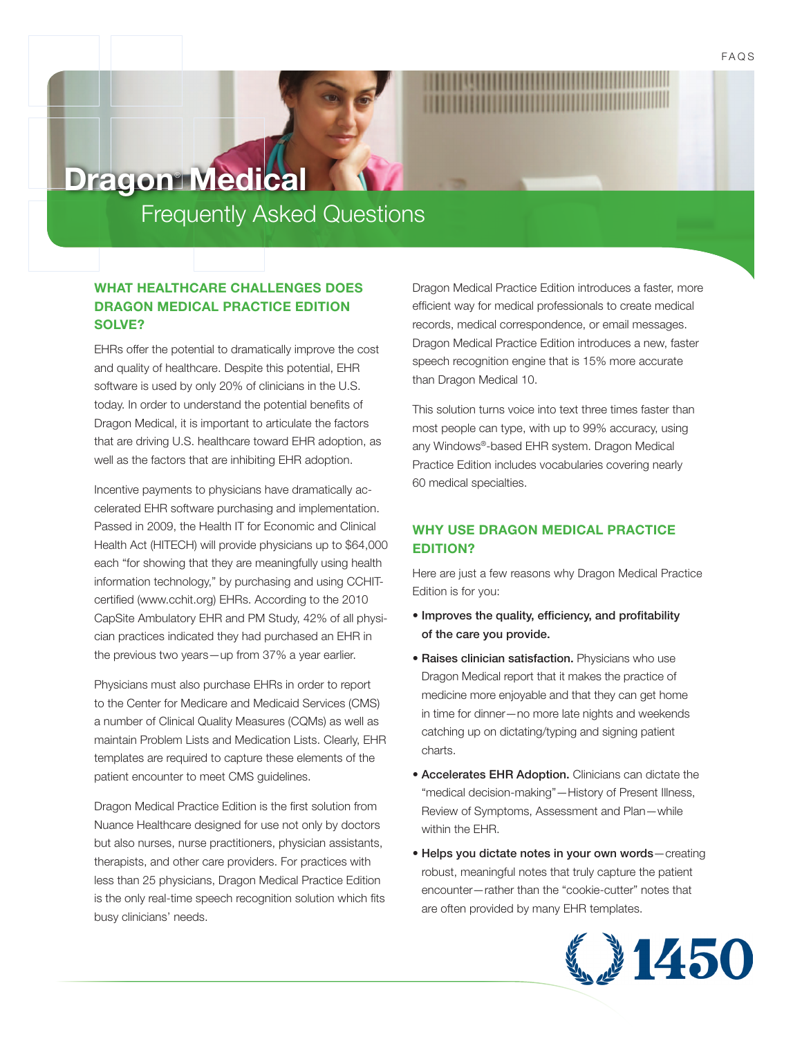# Dragon® Medical

## Frequently Asked Questions

### WHAT HEALTHCARE CHALLENGES DOES DRAGON MEDICAL PRACTICE EDITION SOLVE?

EHRs offer the potential to dramatically improve the cost and quality of healthcare. Despite this potential, EHR software is used by only 20% of clinicians in the U.S. today. In order to understand the potential benefits of Dragon Medical, it is important to articulate the factors that are driving U.S. healthcare toward EHR adoption, as well as the factors that are inhibiting EHR adoption.

Incentive payments to physicians have dramatically accelerated EHR software purchasing and implementation. Passed in 2009, the Health IT for Economic and Clinical Health Act (HITECH) will provide physicians up to $64,000 each "for showing that they are meaningfully using health information technology," by purchasing and using CCHIT-certified (www.cchit.org) EHRs. According to the 2010 CapSite Ambulatory EHR and PM Study, 42% of all physician practices indicated they had purchased an EHR in the previous two years—up from 37% a year earlier.

Physicians must also purchase EHRs in order to report to the Center for Medicare and Medicaid Services (CMS) a number of Clinical Quality Measures (CQMs) as well as maintain Problem Lists and Medication Lists. Clearly, EHR templates are required to capture these elements of the patient encounter to meet CMS guidelines.

Dragon Medical Practice Edition is the first solution from Nuance Healthcare designed for use not only by doctors but also nurses, nurse practitioners, physician assistants, therapists, and other care providers. For practices with less than 25 physicians, Dragon Medical Practice Edition is the only real-time speech recognition solution which fits busy clinicians' needs.

Dragon Medical Practice Edition introduces a faster, more efficient way for medical professionals to create medical records, medical correspondence, or email messages. Dragon Medical Practice Edition introduces a new, faster speech recognition engine that is 15% more accurate than Dragon Medical 10.

This solution turns voice into text three times faster than most people can type, with up to 99% accuracy, using any Windows®-based EHR system. Dragon Medical Practice Edition includes vocabularies covering nearly 60 medical specialties.

### WHY USE DRAGON MEDICAL PRACTICE EDITION?

Here are just a few reasons why Dragon Medical Practice Edition is for you:

- **Improves the quality, efficiency, and profitability of the care you provide.**
- **Raises clinician satisfaction.** Physicians who use Dragon Medical report that it makes the practice of medicine more enjoyable and that they can get home in time for dinner—no more late nights and weekends catching up on dictating/typing and signing patient charts.
- **Accelerates EHR Adoption.** Clinicians can dictate the "medical decision-making"—History of Present Illness, Review of Symptoms, Assessment and Plan—while within the EHR.
- **Helps you dictate notes in your own words**—creating robust, meaningful notes that truly capture the patient encounter—rather than the "cookie-cutter" notes that are often provided by many EHR templates.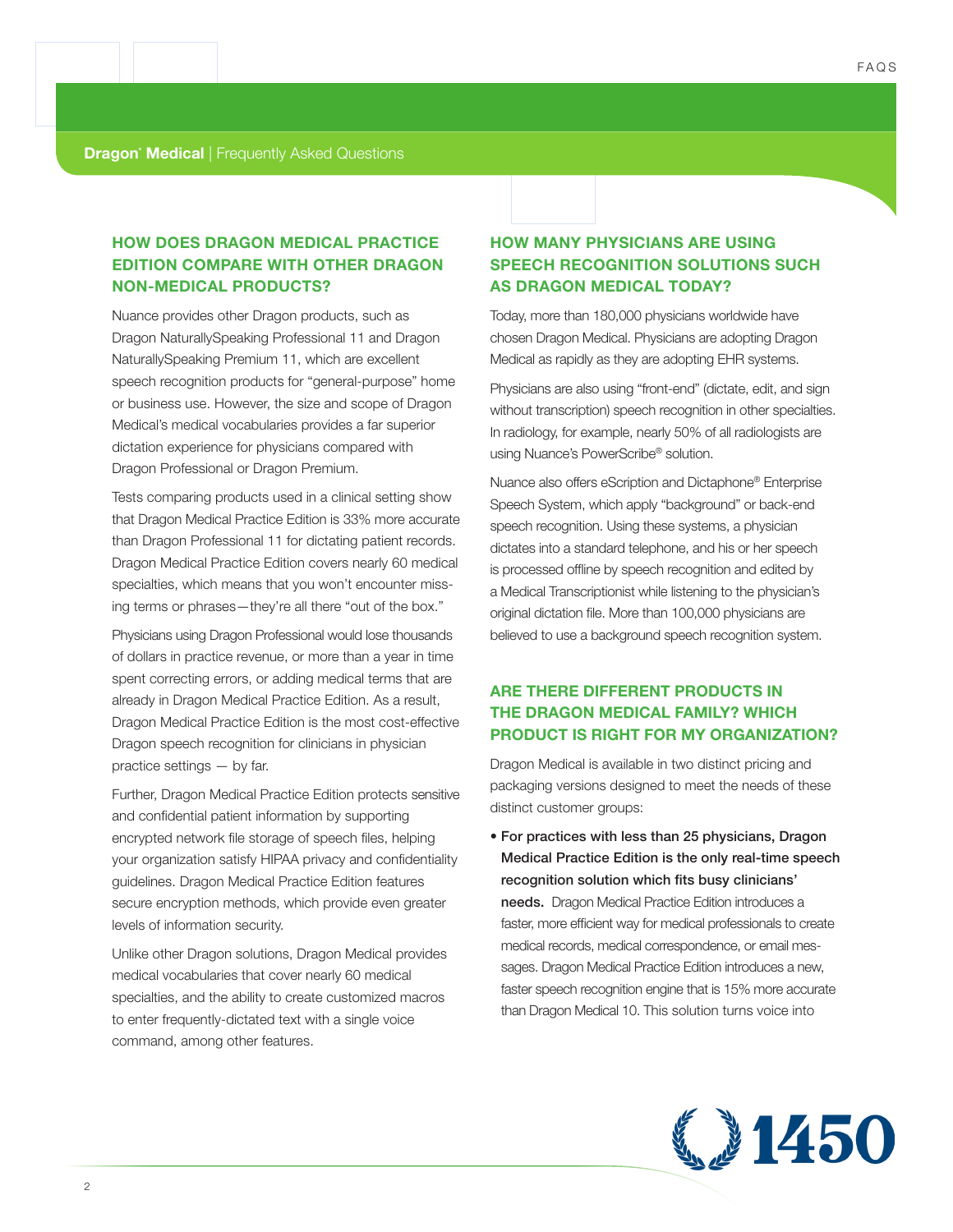## HOW DOES DRAGON MEDICAL PRACTICE EDITION COMPARE WITH OTHER DRAGON NON-MEDICAL PRODUCTS?

Nuance provides other Dragon products, such as Dragon NaturallySpeaking Professional 11 and Dragon NaturallySpeaking Premium 11, which are excellent speech recognition products for "general-purpose" home or business use. However, the size and scope of Dragon Medical's medical vocabularies provides a far superior dictation experience for physicians compared with Dragon Professional or Dragon Premium.

Tests comparing products used in a clinical setting show that Dragon Medical Practice Edition is 33% more accurate than Dragon Professional 11 for dictating patient records. Dragon Medical Practice Edition covers nearly 60 medical specialties, which means that you won't encounter missing terms or phrases—they're all there "out of the box."

Physicians using Dragon Professional would lose thousands of dollars in practice revenue, or more than a year in time spent correcting errors, or adding medical terms that are already in Dragon Medical Practice Edition. As a result, Dragon Medical Practice Edition is the most cost-effective Dragon speech recognition for clinicians in physician practice settings — by far.

Further, Dragon Medical Practice Edition protects sensitive and confidential patient information by supporting encrypted network file storage of speech files, helping your organization satisfy HIPAA privacy and confidentiality guidelines. Dragon Medical Practice Edition features secure encryption methods, which provide even greater levels of information security.

Unlike other Dragon solutions, Dragon Medical provides medical vocabularies that cover nearly 60 medical specialties, and the ability to create customized macros to enter frequently-dictated text with a single voice command, among other features.

## HOW MANY PHYSICIANS ARE USING SPEECH RECOGNITION SOLUTIONS SUCH AS DRAGON MEDICAL TODAY?

Today, more than 180,000 physicians worldwide have chosen Dragon Medical. Physicians are adopting Dragon Medical as rapidly as they are adopting EHR systems.

Physicians are also using "front-end" (dictate, edit, and sign without transcription) speech recognition in other specialties. In radiology, for example, nearly 50% of all radiologists are using Nuance's PowerScribe® solution.

Nuance also offers eScription and Dictaphone® Enterprise Speech System, which apply "background" or back-end speech recognition. Using these systems, a physician dictates into a standard telephone, and his or her speech is processed offline by speech recognition and edited by a Medical Transcriptionist while listening to the physician's original dictation file. More than 100,000 physicians are believed to use a background speech recognition system.

## ARE THERE DIFFERENT PRODUCTS IN THE DRAGON MEDICAL FAMILY? WHICH PRODUCT IS RIGHT FOR MY ORGANIZATION?

Dragon Medical is available in two distinct pricing and packaging versions designed to meet the needs of these distinct customer groups:

- **For practices with less than 25 physicians, Dragon Medical Practice Edition is the only real-time speech recognition solution which fits busy clinicians' needs.** Dragon Medical Practice Edition introduces a faster, more efficient way for medical professionals to create medical records, medical correspondence, or email messages. Dragon Medical Practice Edition introduces a new, faster speech recognition engine that is 15% more accurate than Dragon Medical 10. This solution turns voice into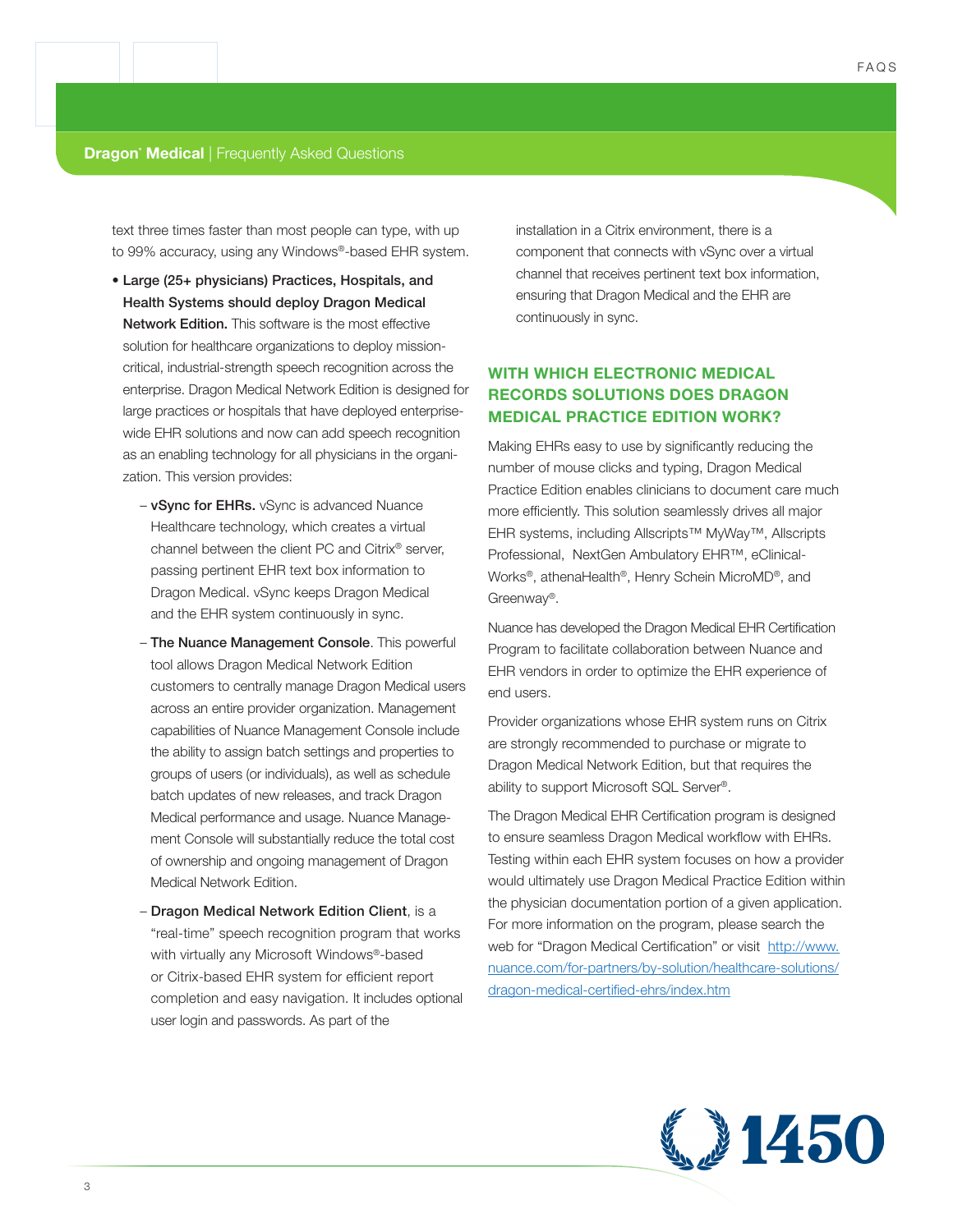text three times faster than most people can type, with up to 99% accuracy, using any Windows®-based EHR system.

- **Large (25+ physicians) Practices, Hospitals, and Health Systems should deploy Dragon Medical Network Edition.** This software is the most effective solution for healthcare organizations to deploy mission-critical, industrial-strength speech recognition across the enterprise. Dragon Medical Network Edition is designed for large practices or hospitals that have deployed enterprise-wide EHR solutions and now can add speech recognition as an enabling technology for all physicians in the organization. This version provides:
  - **vSync for EHRs.** vSync is advanced Nuance Healthcare technology, which creates a virtual channel between the client PC and Citrix® server, passing pertinent EHR text box information to Dragon Medical. vSync keeps Dragon Medical and the EHR system continuously in sync.
  - **The Nuance Management Console**. This powerful tool allows Dragon Medical Network Edition customers to centrally manage Dragon Medical users across an entire provider organization. Management capabilities of Nuance Management Console include the ability to assign batch settings and properties to groups of users (or individuals), as well as schedule batch updates of new releases, and track Dragon Medical performance and usage. Nuance Management Console will substantially reduce the total cost of ownership and ongoing management of Dragon Medical Network Edition.
  - **Dragon Medical Network Edition Client**, is a "real-time" speech recognition program that works with virtually any Microsoft Windows®-based or Citrix-based EHR system for efficient report completion and easy navigation. It includes optional user login and passwords. As part of the installation in a Citrix environment, there is a component that connects with vSync over a virtual channel that receives pertinent text box information, ensuring that Dragon Medical and the EHR are continuously in sync.

## WITH WHICH ELECTRONIC MEDICAL RECORDS SOLUTIONS DOES DRAGON MEDICAL PRACTICE EDITION WORK?

Making EHRs easy to use by significantly reducing the number of mouse clicks and typing, Dragon Medical Practice Edition enables clinicians to document care much more efficiently. This solution seamlessly drives all major EHR systems, including Allscripts™ MyWay™, Allscripts Professional, NextGen Ambulatory EHR™, eClinical-Works®, athenaHealth®, Henry Schein MicroMD®, and Greenway®.

Nuance has developed the Dragon Medical EHR Certification Program to facilitate collaboration between Nuance and EHR vendors in order to optimize the EHR experience of end users.

Provider organizations whose EHR system runs on Citrix are strongly recommended to purchase or migrate to Dragon Medical Network Edition, but that requires the ability to support Microsoft SQL Server®.

The Dragon Medical EHR Certification program is designed to ensure seamless Dragon Medical workflow with EHRs. Testing within each EHR system focuses on how a provider would ultimately use Dragon Medical Practice Edition within the physician documentation portion of a given application. For more information on the program, please search the web for "Dragon Medical Certification" or visit http://www.nuance.com/for-partners/by-solution/healthcare-solutions/dragon-medical-certified-ehrs/index.htm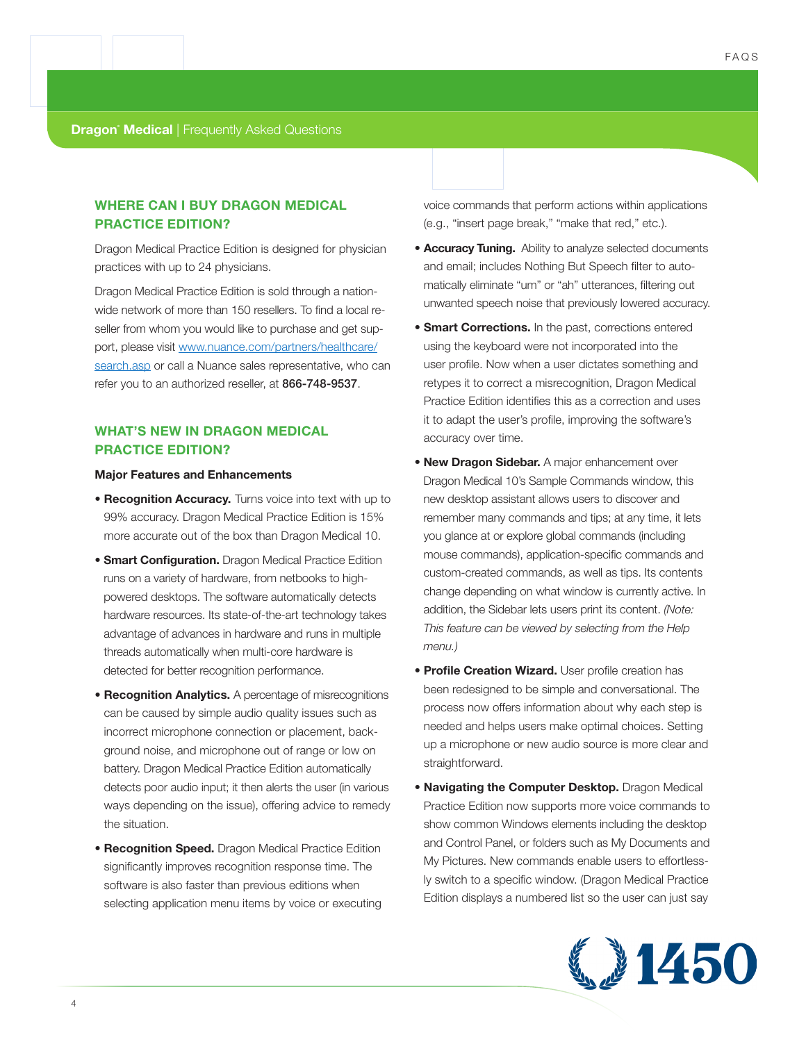## WHERE CAN I BUY DRAGON MEDICAL PRACTICE EDITION?

Dragon Medical Practice Edition is designed for physician practices with up to 24 physicians.

Dragon Medical Practice Edition is sold through a nationwide network of more than 150 resellers. To find a local reseller from whom you would like to purchase and get support, please visit www.nuance.com/partners/healthcare/search.asp or call a Nuance sales representative, who can refer you to an authorized reseller, at **866-748-9537**.

## WHAT'S NEW IN DRAGON MEDICAL PRACTICE EDITION?

**Major Features and Enhancements**

- **Recognition Accuracy.** Turns voice into text with up to 99% accuracy. Dragon Medical Practice Edition is 15% more accurate out of the box than Dragon Medical 10.
- **Smart Configuration.** Dragon Medical Practice Edition runs on a variety of hardware, from netbooks to high-powered desktops. The software automatically detects hardware resources. Its state-of-the-art technology takes advantage of advances in hardware and runs in multiple threads automatically when multi-core hardware is detected for better recognition performance.
- **Recognition Analytics.** A percentage of misrecognitions can be caused by simple audio quality issues such as incorrect microphone connection or placement, background noise, and microphone out of range or low on battery. Dragon Medical Practice Edition automatically detects poor audio input; it then alerts the user (in various ways depending on the issue), offering advice to remedy the situation.
- **Recognition Speed.** Dragon Medical Practice Edition significantly improves recognition response time. The software is also faster than previous editions when selecting application menu items by voice or executing voice commands that perform actions within applications (e.g., "insert page break," "make that red," etc.).
- **Accuracy Tuning.** Ability to analyze selected documents and email; includes Nothing But Speech filter to automatically eliminate "um" or "ah" utterances, filtering out unwanted speech noise that previously lowered accuracy.
- **Smart Corrections.** In the past, corrections entered using the keyboard were not incorporated into the user profile. Now when a user dictates something and retypes it to correct a misrecognition, Dragon Medical Practice Edition identifies this as a correction and uses it to adapt the user's profile, improving the software's accuracy over time.
- **New Dragon Sidebar.** A major enhancement over Dragon Medical 10's Sample Commands window, this new desktop assistant allows users to discover and remember many commands and tips; at any time, it lets you glance at or explore global commands (including mouse commands), application-specific commands and custom-created commands, as well as tips. Its contents change depending on what window is currently active. In addition, the Sidebar lets users print its content. *(Note: This feature can be viewed by selecting from the Help menu.)*
- **Profile Creation Wizard.** User profile creation has been redesigned to be simple and conversational. The process now offers information about why each step is needed and helps users make optimal choices. Setting up a microphone or new audio source is more clear and straightforward.
- **Navigating the Computer Desktop.** Dragon Medical Practice Edition now supports more voice commands to show common Windows elements including the desktop and Control Panel, or folders such as My Documents and My Pictures. New commands enable users to effortlessly switch to a specific window. (Dragon Medical Practice Edition displays a numbered list so the user can just say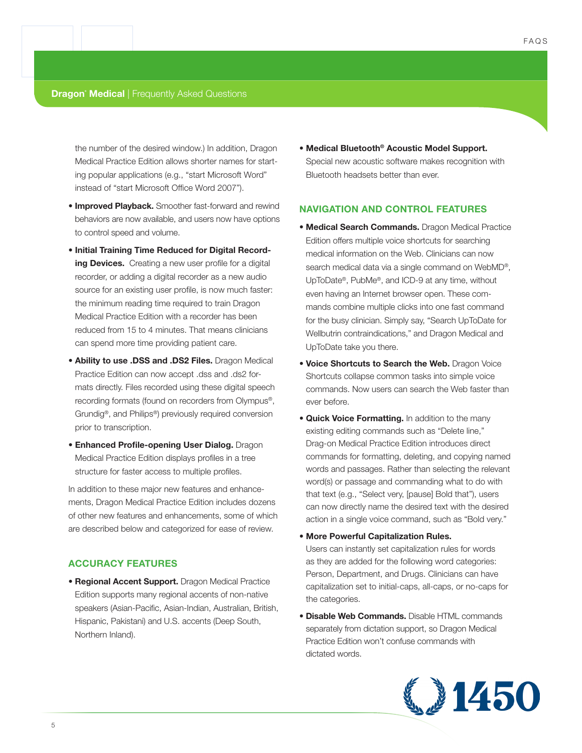the number of the desired window.) In addition, Dragon Medical Practice Edition allows shorter names for starting popular applications (e.g., "start Microsoft Word" instead of "start Microsoft Office Word 2007").

- **Improved Playback.** Smoother fast-forward and rewind behaviors are now available, and users now have options to control speed and volume.
- **Initial Training Time Reduced for Digital Recording Devices.** Creating a new user profile for a digital recorder, or adding a digital recorder as a new audio source for an existing user profile, is now much faster: the minimum reading time required to train Dragon Medical Practice Edition with a recorder has been reduced from 15 to 4 minutes. That means clinicians can spend more time providing patient care.
- **Ability to use .DSS and .DS2 Files.** Dragon Medical Practice Edition can now accept .dss and .ds2 formats directly. Files recorded using these digital speech recording formats (found on recorders from Olympus®, Grundig®, and Philips®) previously required conversion prior to transcription.
- **Enhanced Profile-opening User Dialog.** Dragon Medical Practice Edition displays profiles in a tree structure for faster access to multiple profiles.

In addition to these major new features and enhancements, Dragon Medical Practice Edition includes dozens of other new features and enhancements, some of which are described below and categorized for ease of review.

### ACCURACY FEATURES

- **Regional Accent Support.** Dragon Medical Practice Edition supports many regional accents of non-native speakers (Asian-Pacific, Asian-Indian, Australian, British, Hispanic, Pakistani) and U.S. accents (Deep South, Northern Inland).
- **Medical Bluetooth® Acoustic Model Support.** Special new acoustic software makes recognition with Bluetooth headsets better than ever.

### NAVIGATION AND CONTROL FEATURES

- **Medical Search Commands.** Dragon Medical Practice Edition offers multiple voice shortcuts for searching medical information on the Web. Clinicians can now search medical data via a single command on WebMD®, UpToDate®, PubMe®, and ICD-9 at any time, without even having an Internet browser open. These commands combine multiple clicks into one fast command for the busy clinician. Simply say, "Search UpToDate for Wellbutrin contraindications," and Dragon Medical and UpToDate take you there.
- **Voice Shortcuts to Search the Web.** Dragon Voice Shortcuts collapse common tasks into simple voice commands. Now users can search the Web faster than ever before.
- **Quick Voice Formatting.** In addition to the many existing editing commands such as "Delete line," Drag-on Medical Practice Edition introduces direct commands for formatting, deleting, and copying named words and passages. Rather than selecting the relevant word(s) or passage and commanding what to do with that text (e.g., "Select very, [pause] Bold that"), users can now directly name the desired text with the desired action in a single voice command, such as "Bold very."
- **More Powerful Capitalization Rules.** Users can instantly set capitalization rules for words as they are added for the following word categories: Person, Department, and Drugs. Clinicians can have capitalization set to initial-caps, all-caps, or no-caps for the categories.
- **Disable Web Commands.** Disable HTML commands separately from dictation support, so Dragon Medical Practice Edition won't confuse commands with dictated words.

1450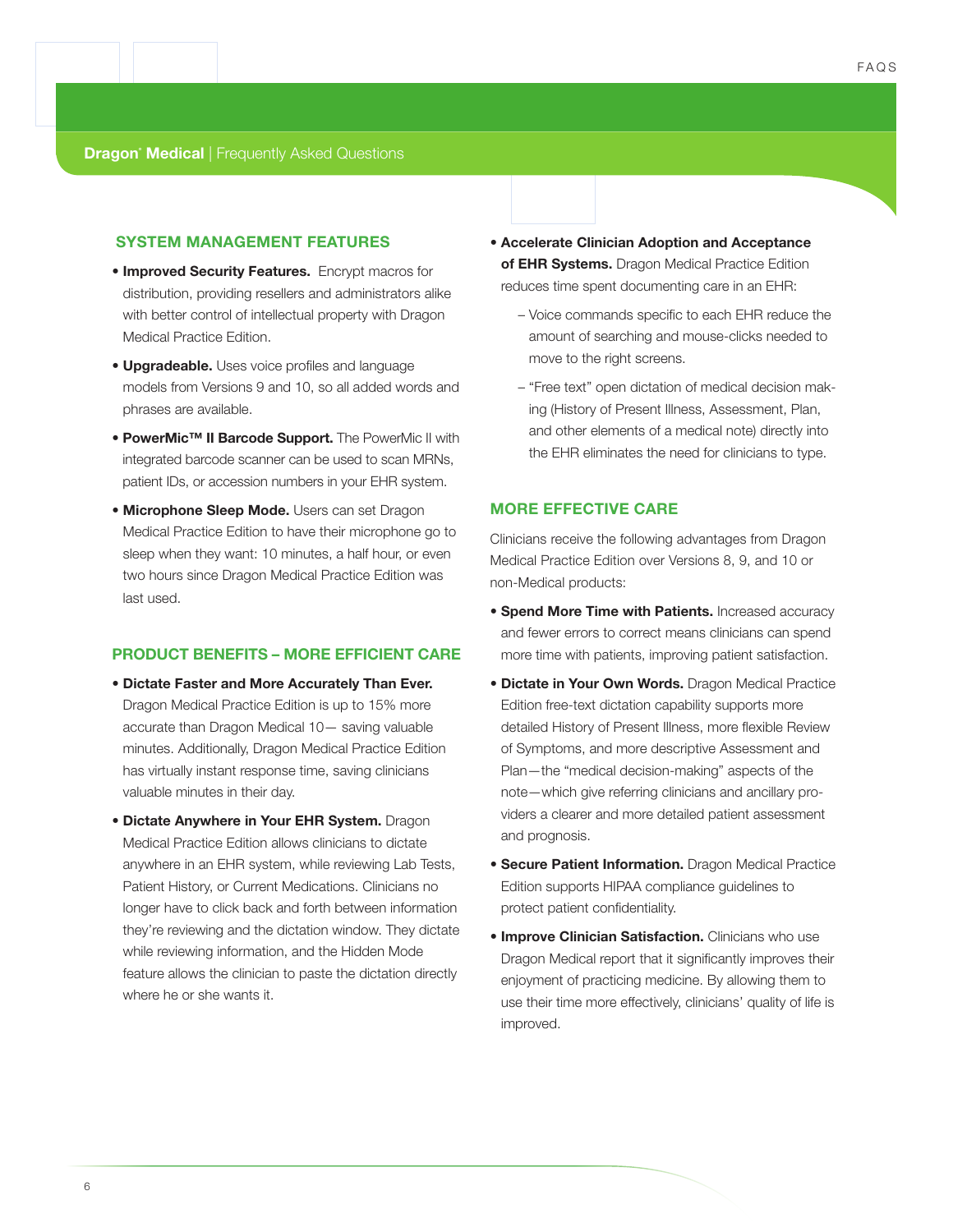## SYSTEM MANAGEMENT FEATURES

- **Improved Security Features.** Encrypt macros for distribution, providing resellers and administrators alike with better control of intellectual property with Dragon Medical Practice Edition.
- **Upgradeable.** Uses voice profiles and language models from Versions 9 and 10, so all added words and phrases are available.
- **PowerMic™ II Barcode Support.** The PowerMic II with integrated barcode scanner can be used to scan MRNs, patient IDs, or accession numbers in your EHR system.
- **Microphone Sleep Mode.** Users can set Dragon Medical Practice Edition to have their microphone go to sleep when they want: 10 minutes, a half hour, or even two hours since Dragon Medical Practice Edition was last used.

## PRODUCT BENEFITS – MORE EFFICIENT CARE

- **Dictate Faster and More Accurately Than Ever.** Dragon Medical Practice Edition is up to 15% more accurate than Dragon Medical 10— saving valuable minutes. Additionally, Dragon Medical Practice Edition has virtually instant response time, saving clinicians valuable minutes in their day.
- **Dictate Anywhere in Your EHR System.** Dragon Medical Practice Edition allows clinicians to dictate anywhere in an EHR system, while reviewing Lab Tests, Patient History, or Current Medications. Clinicians no longer have to click back and forth between information they're reviewing and the dictation window. They dictate while reviewing information, and the Hidden Mode feature allows the clinician to paste the dictation directly where he or she wants it.
- **Accelerate Clinician Adoption and Acceptance of EHR Systems.** Dragon Medical Practice Edition reduces time spent documenting care in an EHR:
  - Voice commands specific to each EHR reduce the amount of searching and mouse-clicks needed to move to the right screens.
  - "Free text" open dictation of medical decision making (History of Present Illness, Assessment, Plan, and other elements of a medical note) directly into the EHR eliminates the need for clinicians to type.

## MORE EFFECTIVE CARE

Clinicians receive the following advantages from Dragon Medical Practice Edition over Versions 8, 9, and 10 or non-Medical products:

- **Spend More Time with Patients.** Increased accuracy and fewer errors to correct means clinicians can spend more time with patients, improving patient satisfaction.
- **Dictate in Your Own Words.** Dragon Medical Practice Edition free-text dictation capability supports more detailed History of Present Illness, more flexible Review of Symptoms, and more descriptive Assessment and Plan—the "medical decision-making" aspects of the note—which give referring clinicians and ancillary providers a clearer and more detailed patient assessment and prognosis.
- **Secure Patient Information.** Dragon Medical Practice Edition supports HIPAA compliance guidelines to protect patient confidentiality.
- **Improve Clinician Satisfaction.** Clinicians who use Dragon Medical report that it significantly improves their enjoyment of practicing medicine. By allowing them to use their time more effectively, clinicians' quality of life is improved.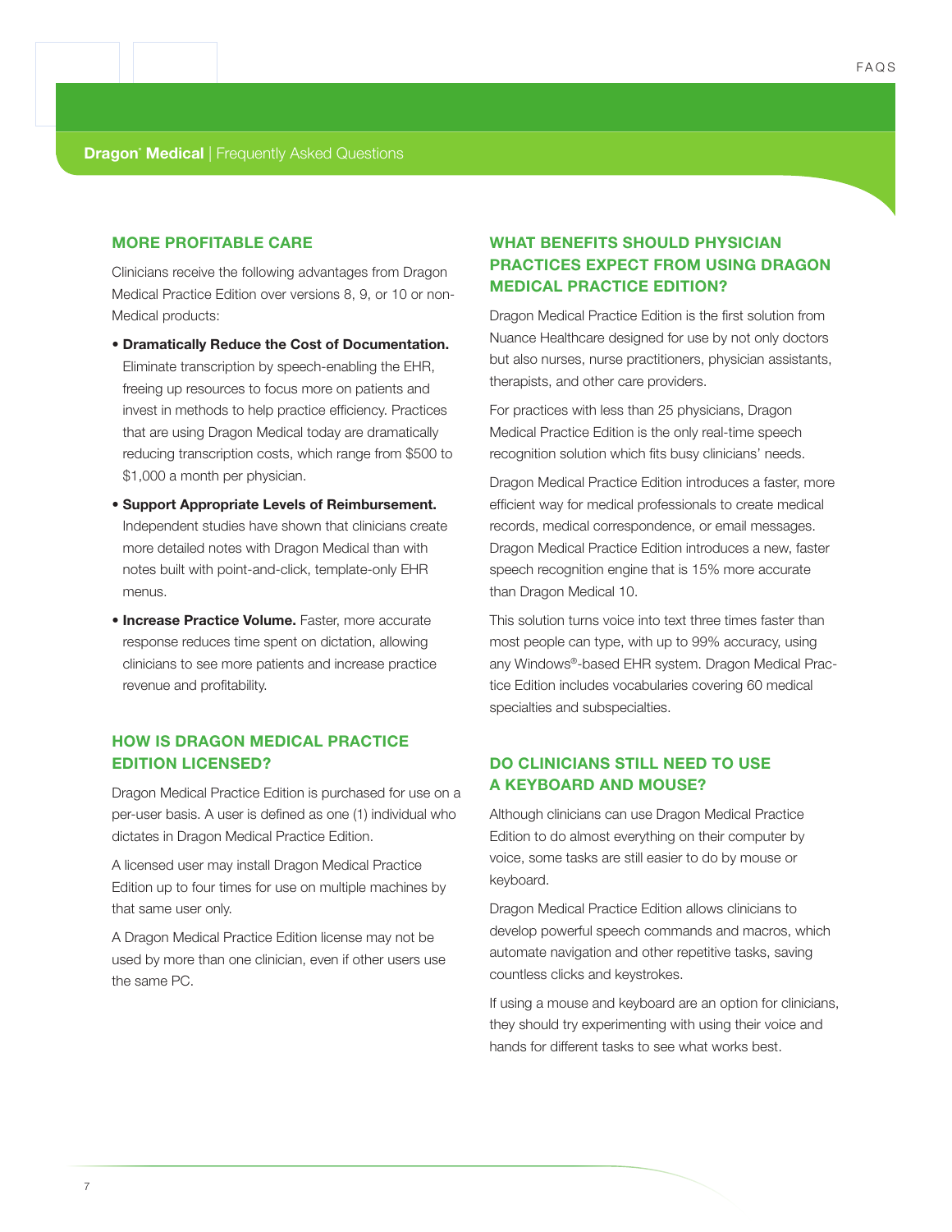## MORE PROFITABLE CARE

Clinicians receive the following advantages from Dragon Medical Practice Edition over versions 8, 9, or 10 or non-Medical products:

- **Dramatically Reduce the Cost of Documentation.** Eliminate transcription by speech-enabling the EHR, freeing up resources to focus more on patients and invest in methods to help practice efficiency. Practices that are using Dragon Medical today are dramatically reducing transcription costs, which range from $500 to $1,000 a month per physician.
- **Support Appropriate Levels of Reimbursement.** Independent studies have shown that clinicians create more detailed notes with Dragon Medical than with notes built with point-and-click, template-only EHR menus.
- **Increase Practice Volume.** Faster, more accurate response reduces time spent on dictation, allowing clinicians to see more patients and increase practice revenue and profitability.

## HOW IS DRAGON MEDICAL PRACTICE EDITION LICENSED?

Dragon Medical Practice Edition is purchased for use on a per-user basis. A user is defined as one (1) individual who dictates in Dragon Medical Practice Edition.

A licensed user may install Dragon Medical Practice Edition up to four times for use on multiple machines by that same user only.

A Dragon Medical Practice Edition license may not be used by more than one clinician, even if other users use the same PC.

## WHAT BENEFITS SHOULD PHYSICIAN PRACTICES EXPECT FROM USING DRAGON MEDICAL PRACTICE EDITION?

Dragon Medical Practice Edition is the first solution from Nuance Healthcare designed for use by not only doctors but also nurses, nurse practitioners, physician assistants, therapists, and other care providers.

For practices with less than 25 physicians, Dragon Medical Practice Edition is the only real-time speech recognition solution which fits busy clinicians' needs.

Dragon Medical Practice Edition introduces a faster, more efficient way for medical professionals to create medical records, medical correspondence, or email messages. Dragon Medical Practice Edition introduces a new, faster speech recognition engine that is 15% more accurate than Dragon Medical 10.

This solution turns voice into text three times faster than most people can type, with up to 99% accuracy, using any Windows®-based EHR system. Dragon Medical Practice Edition includes vocabularies covering 60 medical specialties and subspecialties.

## DO CLINICIANS STILL NEED TO USE A KEYBOARD AND MOUSE?

Although clinicians can use Dragon Medical Practice Edition to do almost everything on their computer by voice, some tasks are still easier to do by mouse or keyboard.

Dragon Medical Practice Edition allows clinicians to develop powerful speech commands and macros, which automate navigation and other repetitive tasks, saving countless clicks and keystrokes.

If using a mouse and keyboard are an option for clinicians, they should try experimenting with using their voice and hands for different tasks to see what works best.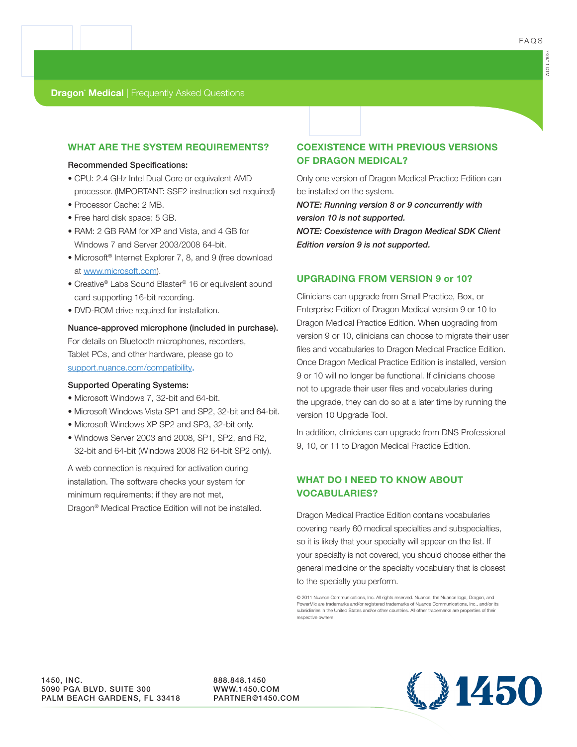**Dragon® Medical** | Frequently Asked Questions

## WHAT ARE THE SYSTEM REQUIREMENTS?

**Recommended Specifications:**

- CPU: 2.4 GHz Intel Dual Core or equivalent AMD processor. (IMPORTANT: SSE2 instruction set required)
- Processor Cache: 2 MB.
- Free hard disk space: 5 GB.
- RAM: 2 GB RAM for XP and Vista, and 4 GB for Windows 7 and Server 2003/2008 64-bit.
- Microsoft® Internet Explorer 7, 8, and 9 (free download at www.microsoft.com).
- Creative® Labs Sound Blaster® 16 or equivalent sound card supporting 16-bit recording.
- DVD-ROM drive required for installation.

**Nuance-approved microphone (included in purchase).** For details on Bluetooth microphones, recorders, Tablet PCs, and other hardware, please go to support.nuance.com/compatibility.

**Supported Operating Systems:**

- Microsoft Windows 7, 32-bit and 64-bit.
- Microsoft Windows Vista SP1 and SP2, 32-bit and 64-bit.
- Microsoft Windows XP SP2 and SP3, 32-bit only.
- Windows Server 2003 and 2008, SP1, SP2, and R2, 32-bit and 64-bit (Windows 2008 R2 64-bit SP2 only).

A web connection is required for activation during installation. The software checks your system for minimum requirements; if they are not met, Dragon® Medical Practice Edition will not be installed.

## COEXISTENCE WITH PREVIOUS VERSIONS OF DRAGON MEDICAL?

Only one version of Dragon Medical Practice Edition can be installed on the system.

***NOTE: Running version 8 or 9 concurrently with version 10 is not supported.***

***NOTE: Coexistence with Dragon Medical SDK Client Edition version 9 is not supported.***

## UPGRADING FROM VERSION 9 or 10?

Clinicians can upgrade from Small Practice, Box, or Enterprise Edition of Dragon Medical version 9 or 10 to Dragon Medical Practice Edition. When upgrading from version 9 or 10, clinicians can choose to migrate their user files and vocabularies to Dragon Medical Practice Edition. Once Dragon Medical Practice Edition is installed, version 9 or 10 will no longer be functional. If clinicians choose not to upgrade their user files and vocabularies during the upgrade, they can do so at a later time by running the version 10 Upgrade Tool.

In addition, clinicians can upgrade from DNS Professional 9, 10, or 11 to Dragon Medical Practice Edition.

## WHAT DO I NEED TO KNOW ABOUT VOCABULARIES?

Dragon Medical Practice Edition contains vocabularies covering nearly 60 medical specialties and subspecialties, so it is likely that your specialty will appear on the list. If your specialty is not covered, you should choose either the general medicine or the specialty vocabulary that is closest to the specialty you perform.

© 2011 Nuance Communications, Inc. All rights reserved. Nuance, the Nuance logo, Dragon, and PowerMic are trademarks and/or registered trademarks of Nuance Communications, Inc., and/or its subsidiaries in the United States and/or other countries. All other trademarks are properties of their respective owners.

1450, INC.
5090 PGA BLVD. SUITE 300
PALM BEACH GARDENS, FL 33418

888.848.1450
WWW.1450.COM
PARTNER@1450.COM